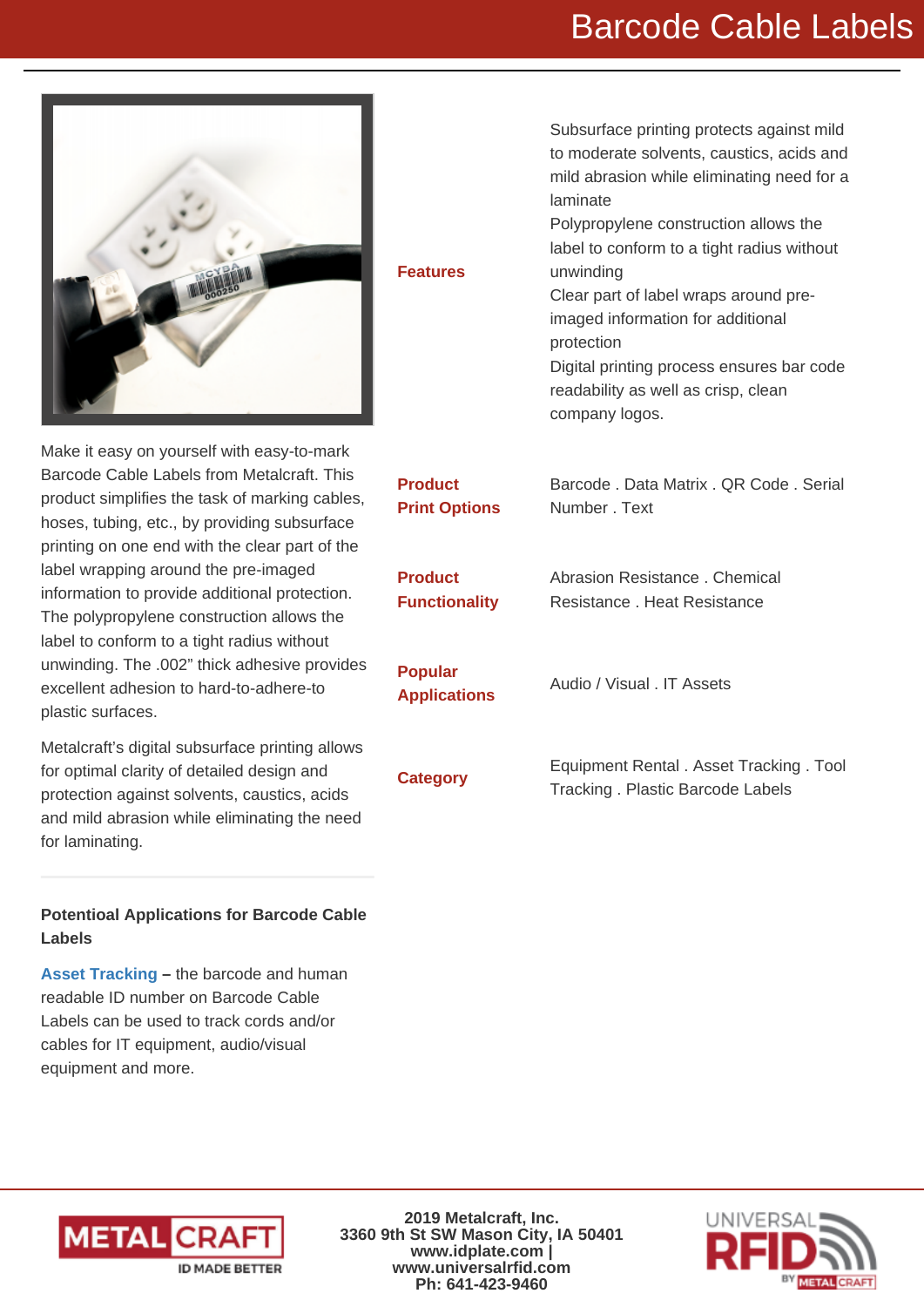# Barcode Cable Labels

Make it easy on yourself with easy-to-mark Barcode Cable Labels from Metalcraft. This product simplifies the task of marking cables, hoses, tubing, etc., by providing subsurface printing on one end with the clear part of the label wrapping around the pre-imaged information to provide additional protection. The polypropylene construction allows the label to conform to a tight radius without unwinding. The .002" thick adhesive provides excellent adhesion to hard-to-adhere-to plastic surfaces.

Metalcraft's digital subsurface printing allows for optimal clarity of detailed design and protection against solvents, caustics, acids and mild abrasion while eliminating the need for laminating.

| | |
|---|---|
| **Features** | Subsurface printing protects against mild to moderate solvents, caustics, acids and mild abrasion while eliminating need for a laminate<br>Polypropylene construction allows the label to conform to a tight radius without unwinding<br>Clear part of label wraps around pre-imaged information for additional protection<br>Digital printing process ensures bar code readability as well as crisp, clean company logos. |
| **Product Print Options** | Barcode . Data Matrix . QR Code . Serial Number . Text |
| **Product Functionality** | Abrasion Resistance . Chemical Resistance . Heat Resistance |
| **Popular Applications** | Audio / Visual . IT Assets |
| **Category** | Equipment Rental . Asset Tracking . Tool Tracking . Plastic Barcode Labels |

**Potentioal Applications for Barcode Cable Labels**

**Asset Tracking** – the barcode and human readable ID number on Barcode Cable Labels can be used to track cords and/or cables for IT equipment, audio/visual equipment and more.

**2019 Metalcraft, Inc.**
**3360 9th St SW Mason City, IA 50401**
**www.idplate.com |**
**www.universalrfid.com**
**Ph: 641-423-9460**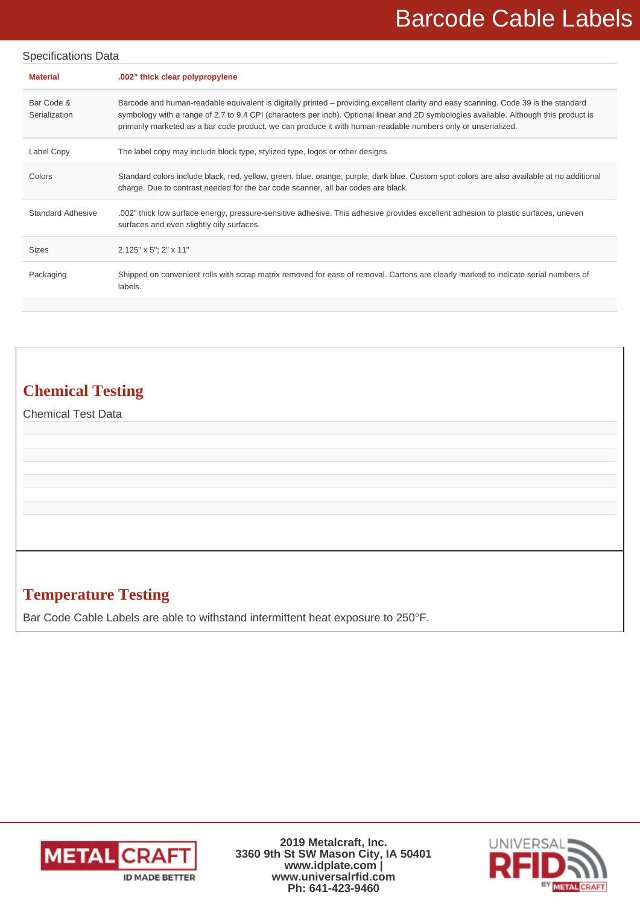# Barcode Cable Labels

Specifications Data

| Material | .002" thick clear polypropylene |
| --- | --- |
| Bar Code & Serialization | Barcode and human-readable equivalent is digitally printed – providing excellent clarity and easy scanning. Code 39 is the standard symbology with a range of 2.7 to 9.4 CPI (characters per inch). Optional linear and 2D symbologies available. Although this product is primarily marketed as a bar code product, we can produce it with human-readable numbers only or unserialized. |
| Label Copy | The label copy may include block type, stylized type, logos or other designs |
| Colors | Standard colors include black, red, yellow, green, blue, orange, purple, dark blue. Custom spot colors are also available at no additional charge. Due to contrast needed for the bar code scanner, all bar codes are black. |
| Standard Adhesive | .002" thick low surface energy, pressure-sensitive adhesive. This adhesive provides excellent adhesion to plastic surfaces, uneven surfaces and even slightly oily surfaces. |
| Sizes | 2.125" x 5"; 2" x 11" |
| Packaging | Shipped on convenient rolls with scrap matrix removed for ease of removal. Cartons are clearly marked to indicate serial numbers of labels. |

## Chemical Testing

Chemical Test Data

## Temperature Testing

Bar Code Cable Labels are able to withstand intermittent heat exposure to 250°F.

**2019 Metalcraft, Inc.**
**3360 9th St SW Mason City, IA 50401**
**www.idplate.com |**
**www.universalrfid.com**
**Ph: 641-423-9460**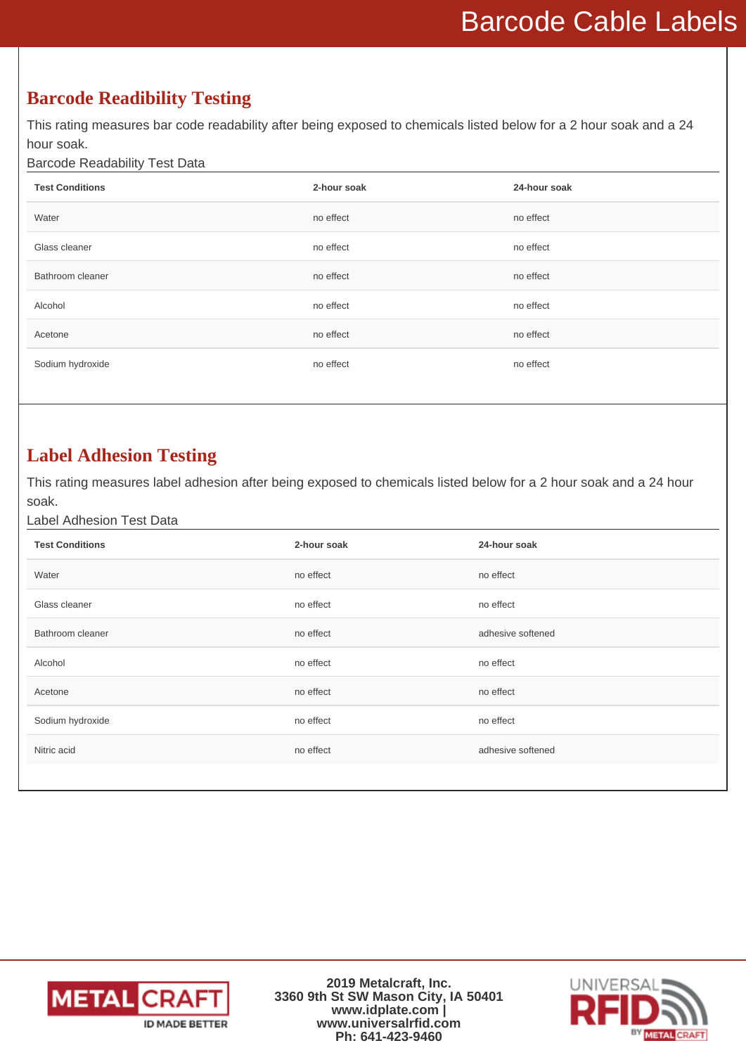## Barcode Readibility Testing

This rating measures bar code readability after being exposed to chemicals listed below for a 2 hour soak and a 24 hour soak.

Barcode Readability Test Data

| Test Conditions | 2-hour soak | 24-hour soak |
|---|---|---|
| Water | no effect | no effect |
| Glass cleaner | no effect | no effect |
| Bathroom cleaner | no effect | no effect |
| Alcohol | no effect | no effect |
| Acetone | no effect | no effect |
| Sodium hydroxide | no effect | no effect |

## Label Adhesion Testing

This rating measures label adhesion after being exposed to chemicals listed below for a 2 hour soak and a 24 hour soak.

Label Adhesion Test Data

| Test Conditions | 2-hour soak | 24-hour soak |
|---|---|---|
| Water | no effect | no effect |
| Glass cleaner | no effect | no effect |
| Bathroom cleaner | no effect | adhesive softened |
| Alcohol | no effect | no effect |
| Acetone | no effect | no effect |
| Sodium hydroxide | no effect | no effect |
| Nitric acid | no effect | adhesive softened |